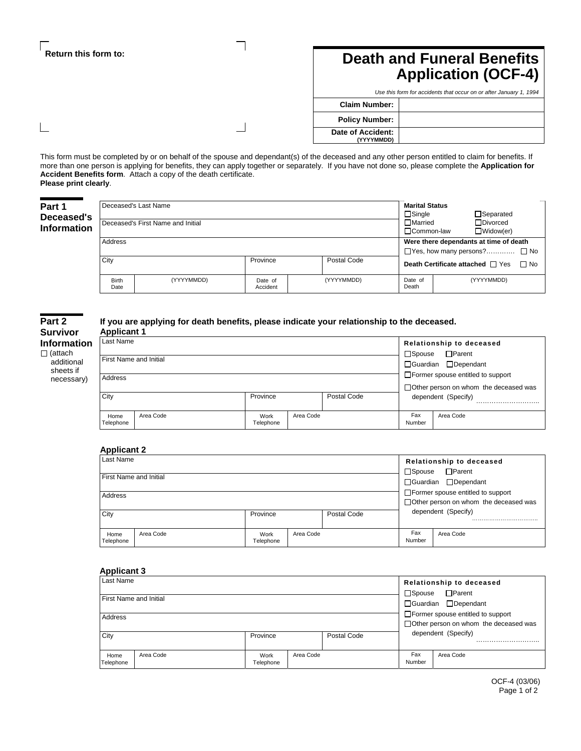**Return this form to:**

# Death and Funeral Benefits Application (OCF-4)

*Use this form for accidents that occur on or after January 1, 1994*

| | |
|---|---|
| **Claim Number:** | |
| **Policy Number:** | |
| **Date of Accident:** (YYYYMMDD) | |

This form must be completed by or on behalf of the spouse and dependant(s) of the deceased and any other person entitled to claim for benefits. If more than one person is applying for benefits, they can apply together or separately. If you have not done so, please complete the **Application for Accident Benefits form**. Attach a copy of the death certificate.
**Please print clearly**.

## Part 1 Deceased's Information

| | | | | | |
|---|---|---|---|---|---|
| Deceased's Last Name | | | | **Marital Status** ☐ Single ☐ Separated | |
| Deceased's First Name and Initial | | | | ☐ Married ☐ Divorced ☐ Common-law ☐ Widow(er) | |
| Address | | | | **Were there dependants at time of death** ☐ Yes, how many persons?............ ☐ No | |
| City | | Province | Postal Code | **Death Certificate attached** ☐ Yes ☐ No | |
| Birth Date | (YYYYMMDD) | Date of Accident | (YYYYMMDD) | Date of Death | (YYYYMMDD) |

## Part 2 Survivor Information

☐ (attach additional sheets if necessary)

**If you are applying for death benefits, please indicate your relationship to the deceased.**

### Applicant 1

| | | | | | |
|---|---|---|---|---|---|
| Last Name | | | | **Relationship to deceased** ☐ Spouse ☐ Parent | |
| First Name and Initial | | | | ☐ Guardian ☐ Dependant | |
| Address | | | | ☐ Former spouse entitled to support | |
| City | | Province | Postal Code | ☐ Other person on whom the deceased was dependent (Specify) ........................... | |
| Home Telephone | Area Code | Work Telephone | Area Code | Fax Number | Area Code |

### Applicant 2

| | | | | | |
|---|---|---|---|---|---|
| Last Name | | | | **Relationship to deceased** ☐ Spouse ☐ Parent | |
| First Name and Initial | | | | ☐ Guardian ☐ Dependant | |
| Address | | | | ☐ Former spouse entitled to support | |
| City | | Province | Postal Code | ☐ Other person on whom the deceased was dependent (Specify) ................................ | |
| Home Telephone | Area Code | Work Telephone | Area Code | Fax Number | Area Code |

### Applicant 3

| | | | | | |
|---|---|---|---|---|---|
| Last Name | | | | **Relationship to deceased** ☐ Spouse ☐ Parent | |
| First Name and Initial | | | | ☐ Guardian ☐ Dependant | |
| Address | | | | ☐ Former spouse entitled to support | |
| City | | Province | Postal Code | ☐ Other person on whom the deceased was dependent (Specify) ........................... | |
| Home Telephone | Area Code | Work Telephone | Area Code | Fax Number | Area Code |

OCF-4 (03/06)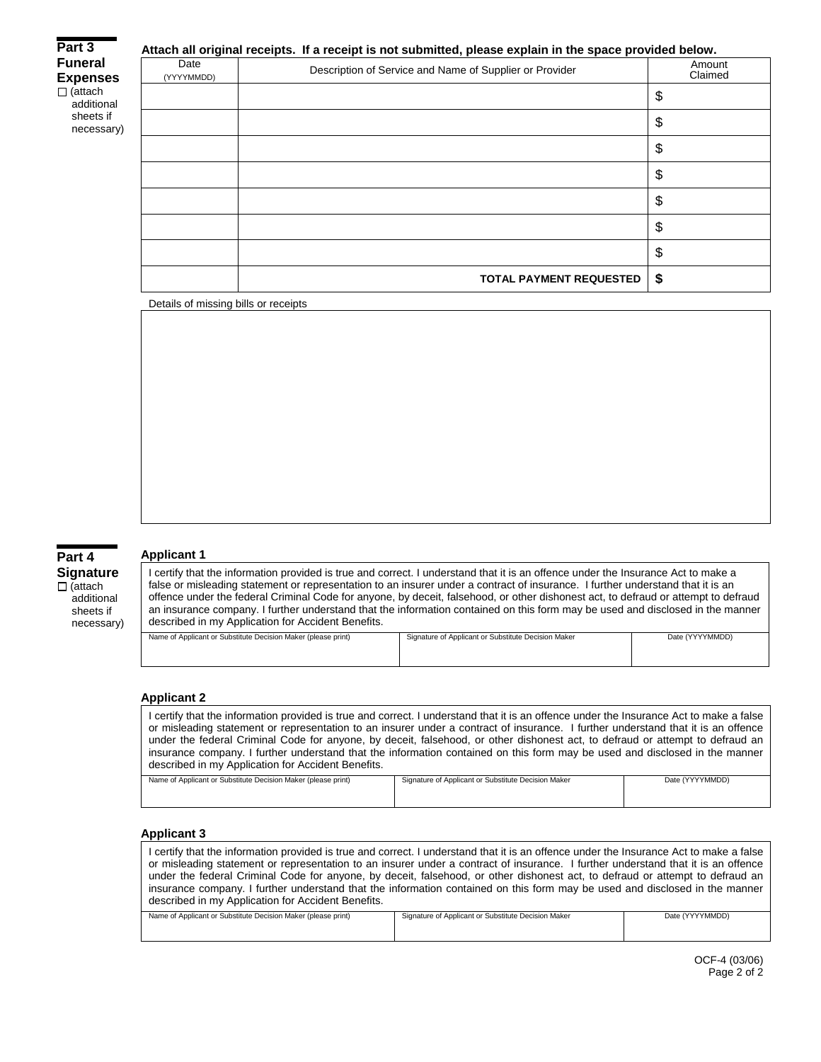## Part 3 Funeral Expenses

☐ (attach additional sheets if necessary)

**Attach all original receipts. If a receipt is not submitted, please explain in the space provided below.**

| Date (YYYYMMDD) | Description of Service and Name of Supplier or Provider | Amount Claimed |
|---|---|---|
| | | $ |
| | | $ |
| | | $ |
| | | $ |
| | | $ |
| | | $ |
| | | $ |
| | **TOTAL PAYMENT REQUESTED** | **$** |

Details of missing bills or receipts

## Part 4 Signature

☐ (attach additional sheets if necessary)

### Applicant 1

I certify that the information provided is true and correct. I understand that it is an offence under the Insurance Act to make a false or misleading statement or representation to an insurer under a contract of insurance. I further understand that it is an offence under the federal Criminal Code for anyone, by deceit, falsehood, or other dishonest act, to defraud or attempt to defraud an insurance company. I further understand that the information contained on this form may be used and disclosed in the manner described in my Application for Accident Benefits.

| Name of Applicant or Substitute Decision Maker (please print) | Signature of Applicant or Substitute Decision Maker | Date (YYYYMMDD) |
|---|---|---|
| | | |

### Applicant 2

I certify that the information provided is true and correct. I understand that it is an offence under the Insurance Act to make a false or misleading statement or representation to an insurer under a contract of insurance. I further understand that it is an offence under the federal Criminal Code for anyone, by deceit, falsehood, or other dishonest act, to defraud or attempt to defraud an insurance company. I further understand that the information contained on this form may be used and disclosed in the manner described in my Application for Accident Benefits.

| Name of Applicant or Substitute Decision Maker (please print) | Signature of Applicant or Substitute Decision Maker | Date (YYYYMMDD) |
|---|---|---|
| | | |

### Applicant 3

I certify that the information provided is true and correct. I understand that it is an offence under the Insurance Act to make a false or misleading statement or representation to an insurer under a contract of insurance. I further understand that it is an offence under the federal Criminal Code for anyone, by deceit, falsehood, or other dishonest act, to defraud or attempt to defraud an insurance company. I further understand that the information contained on this form may be used and disclosed in the manner described in my Application for Accident Benefits.

| Name of Applicant or Substitute Decision Maker (please print) | Signature of Applicant or Substitute Decision Maker | Date (YYYYMMDD) |
|---|---|---|
| | | |

OCF-4 (03/06)